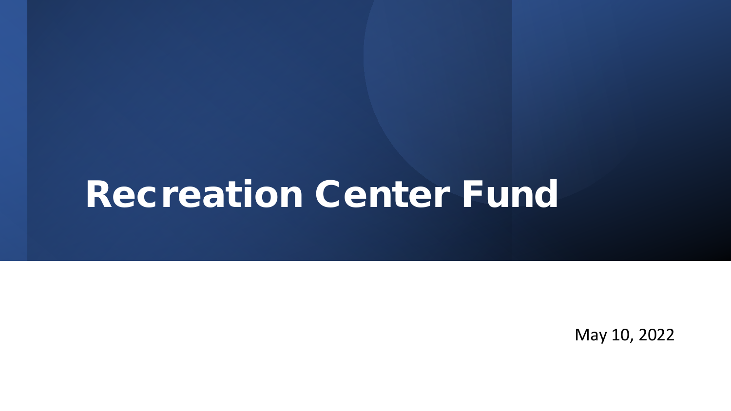# Recreation Center Fund

May 10, 2022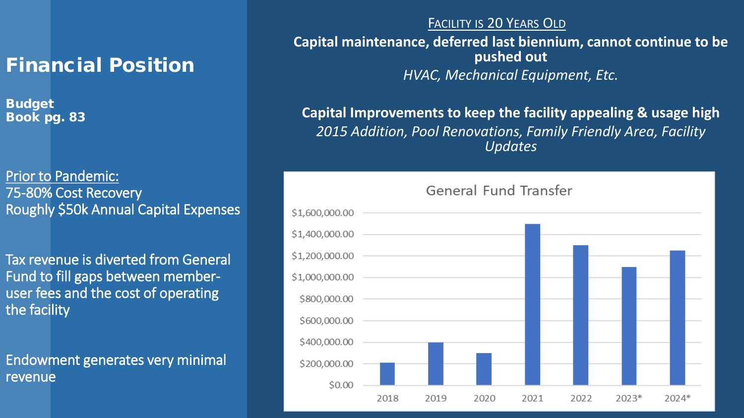# Financial Position

**Budget Book pg. 83**

Prior to Pandemic:
75-80% Cost Recovery
Roughly $50k Annual Capital Expenses

Tax revenue is diverted from General Fund to fill gaps between member-user fees and the cost of operating the facility

Endowment generates very minimal revenue

## Facility is 20 Years Old

**Capital maintenance, deferred last biennium, cannot continue to be pushed out**

*HVAC, Mechanical Equipment, Etc.*

**Capital Improvements to keep the facility appealing & usage high**

*2015 Addition, Pool Renovations, Family Friendly Area, Facility Updates*

General Fund Transfer

$1,600,000.00
$1,400,000.00
$1,200,000.00
$1,000,000.00
$800,000.00
$600,000.00
$400,000.00
$200,000.00
$0.00

2018
2019
2020
2021
2022
2023*
2024*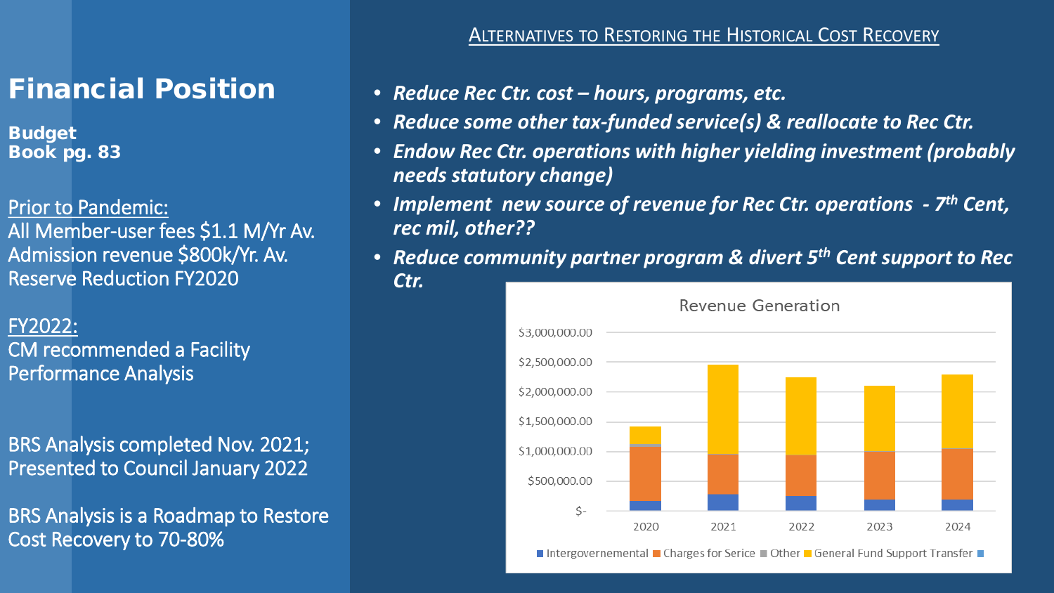# Financial Position

**Budget Book pg. 83**

Prior to Pandemic:
All Member-user fees $1.1 M/Yr Av.
Admission revenue $800k/Yr. Av.
Reserve Reduction FY2020

FY2022:
CM recommended a Facility Performance Analysis

BRS Analysis completed Nov. 2021; Presented to Council January 2022

BRS Analysis is a Roadmap to Restore Cost Recovery to 70-80%

## Alternatives to Restoring the Historical Cost Recovery

- ***Reduce Rec Ctr. cost – hours, programs, etc.***
- ***Reduce some other tax-funded service(s) & reallocate to Rec Ctr.***
- ***Endow Rec Ctr. operations with higher yielding investment (probably needs statutory change)***
- ***Implement new source of revenue for Rec Ctr. operations - 7th Cent, rec mil, other??***
- ***Reduce community partner program & divert 5th Cent support to Rec Ctr.***

Revenue Generation

$3,000,000.00
$2,500,000.00
$2,000,000.00
$1,500,000.00
$1,000,000.00
$500,000.00
$-

2020 2021 2022 2023 2024

Intergovernemental, Charges for Serice, Other, General Fund Support Transfer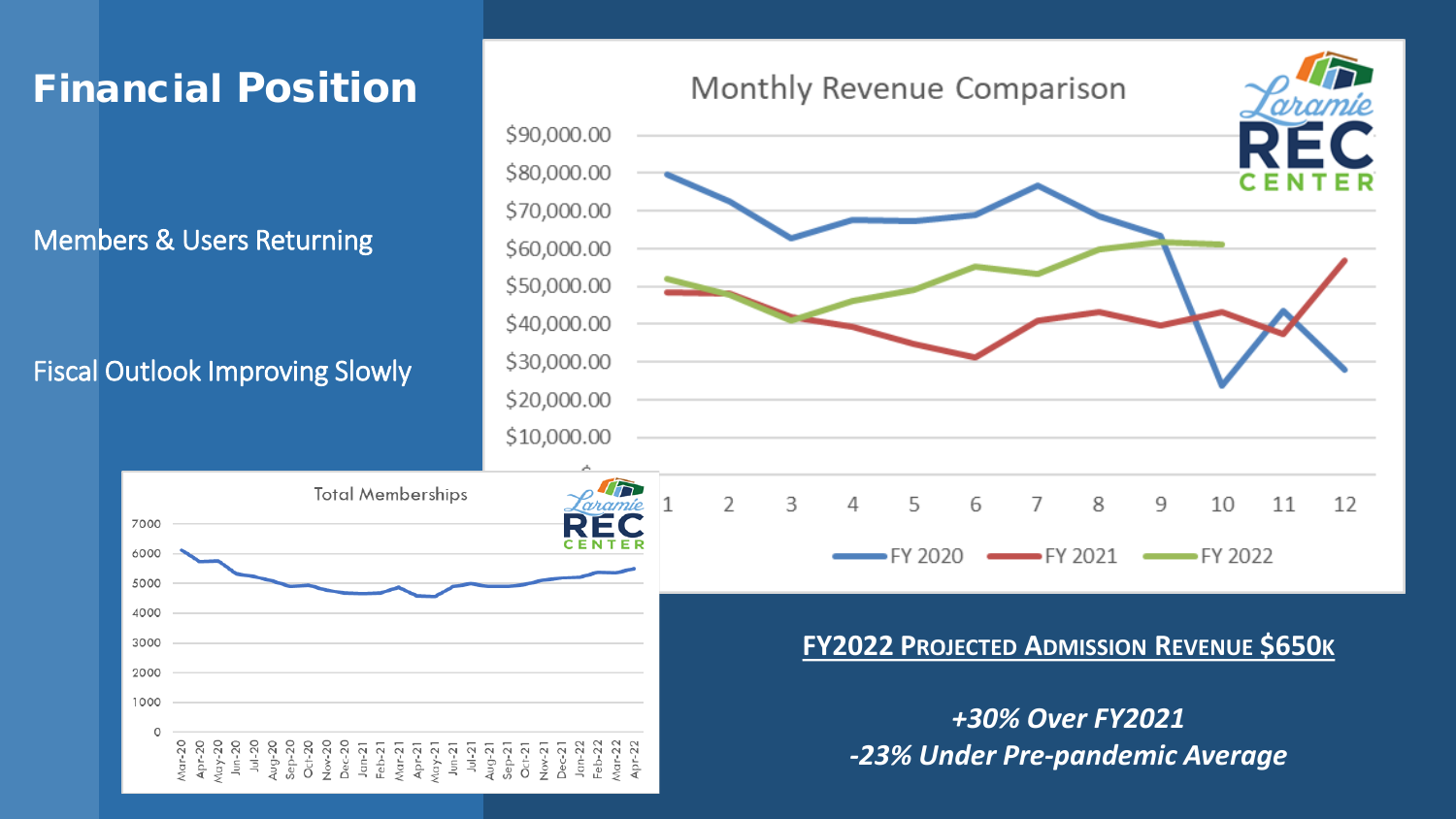# Financial Position

Members & Users Returning

Fiscal Outlook Improving Slowly

Monthly Revenue Comparison

$90,000.00
$80,000.00
$70,000.00
$60,000.00
$50,000.00
$40,000.00
$30,000.00
$20,000.00
$10,000.00
$-

1 2 3 4 5 6 7 8 9 10 11 12

FY 2020 FY 2021 FY 2022

Laramie REC CENTER

Total Memberships

7000
6000
5000
4000
3000
2000
1000
0

Mar-20 Apr-20 May-20 Jun-20 Jul-20 Aug-20 Sep-20 Oct-20 Nov-20 Dec-20 Jan-21 Feb-21 Mar-21 Apr-21 May-21 Jun-21 Jul-21 Aug-21 Sep-21 Oct-21 Nov-21 Dec-21 Jan-22 Feb-22 Mar-22 Apr-22

Laramie REC CENTER

**FY2022 Projected Admission Revenue $650k**

***+30% Over FY2021***

***-23% Under Pre-pandemic Average***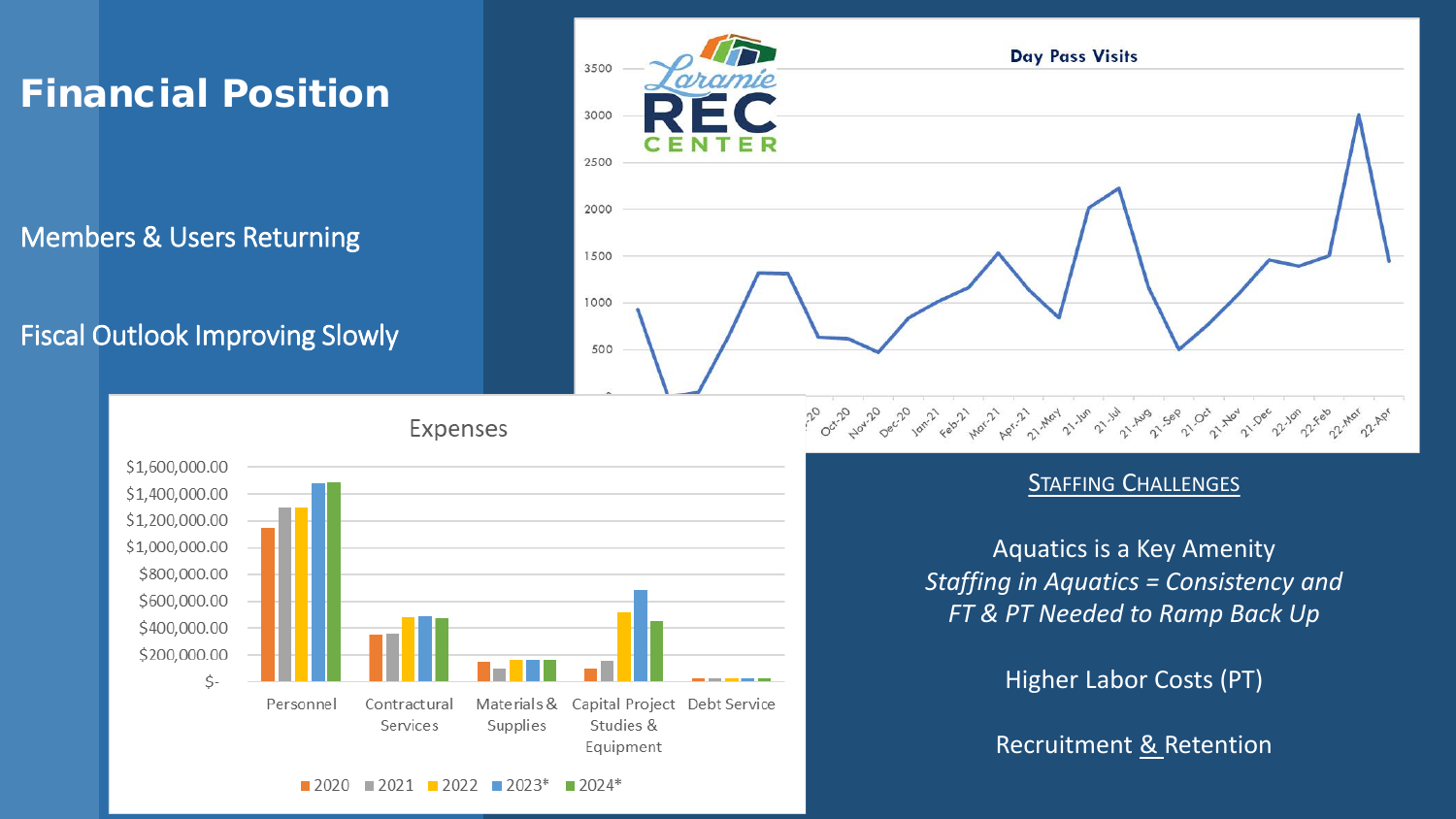# Financial Position

Members & Users Returning

Fiscal Outlook Improving Slowly

Laramie REC CENTER

Day Pass Visits

3500
3000
2500
2000
1500
1000
500

20 Oct-20 Nov-20 Dec-20 Jan-21 Feb-21 Mar-21 Apr-21 21-May 21-Jun 21-Jul 21-Aug 21-Sep 21-Oct 21-Nov 21-Dec 22-Jan 22-Feb 22-Mar 22-Apr

Expenses

$1,600,000.00
$1,400,000.00
$1,200,000.00
$1,000,000.00
$800,000.00
$600,000.00
$400,000.00
$200,000.00
$-

Personnel | Contractural Services | Materials & Supplies | Capital Project Studies & Equipment | Debt Service

2020 2021 2022 2023* 2024*

## Staffing Challenges

Aquatics is a Key Amenity

*Staffing in Aquatics = Consistency and FT & PT Needed to Ramp Back Up*

Higher Labor Costs (PT)

Recruitment & Retention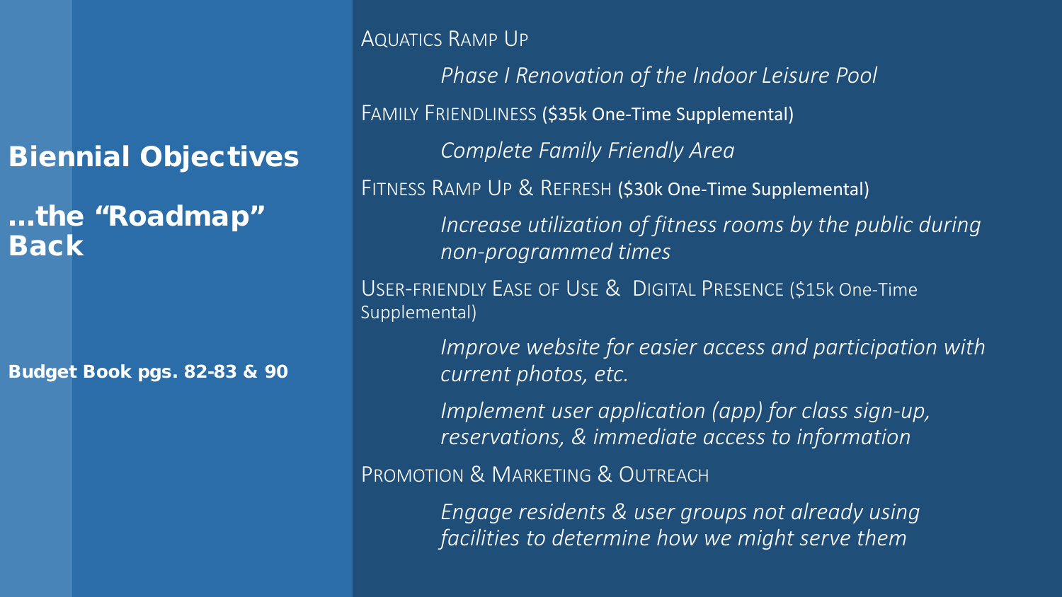# Biennial Objectives

## …the "Roadmap" Back

**Budget Book pgs. 82-83 & 90**

AQUATICS RAMP UP

*Phase I Renovation of the Indoor Leisure Pool*

FAMILY FRIENDLINESS ($35k One-Time Supplemental)

*Complete Family Friendly Area*

FITNESS RAMP UP & REFRESH ($30k One-Time Supplemental)

*Increase utilization of fitness rooms by the public during non-programmed times*

USER-FRIENDLY EASE OF USE & DIGITAL PRESENCE ($15k One-Time Supplemental)

*Improve website for easier access and participation with current photos, etc.*

*Implement user application (app) for class sign-up, reservations, & immediate access to information*

PROMOTION & MARKETING & OUTREACH

*Engage residents & user groups not already using facilities to determine how we might serve them*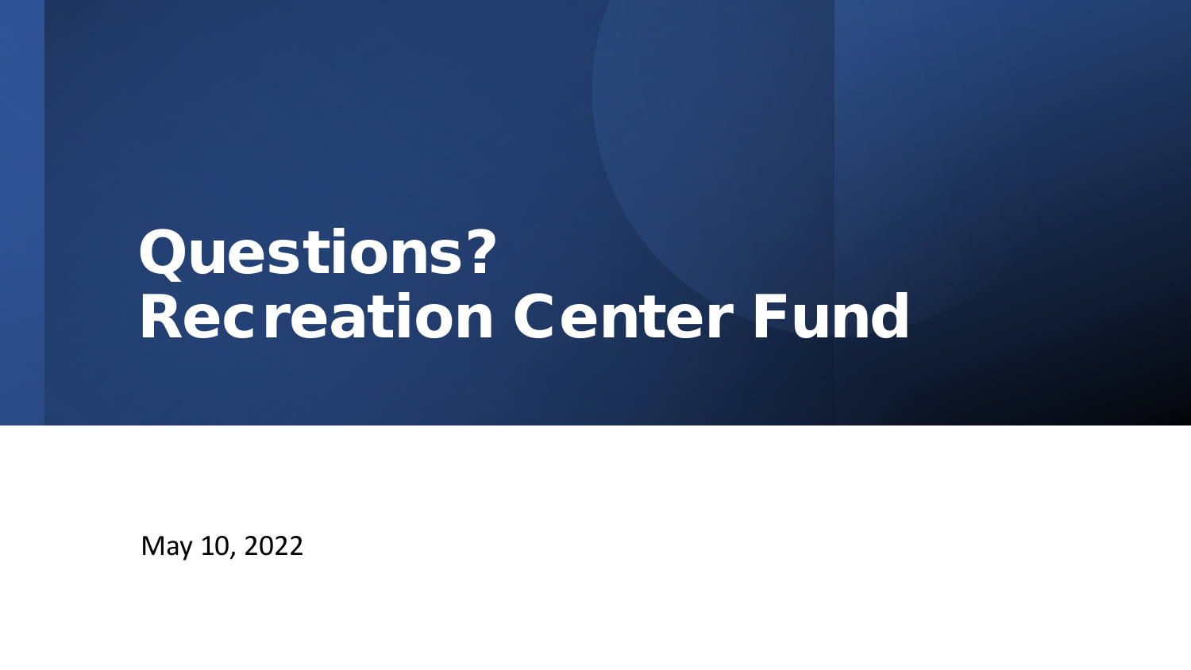# Questions?
# Recreation Center Fund

May 10, 2022